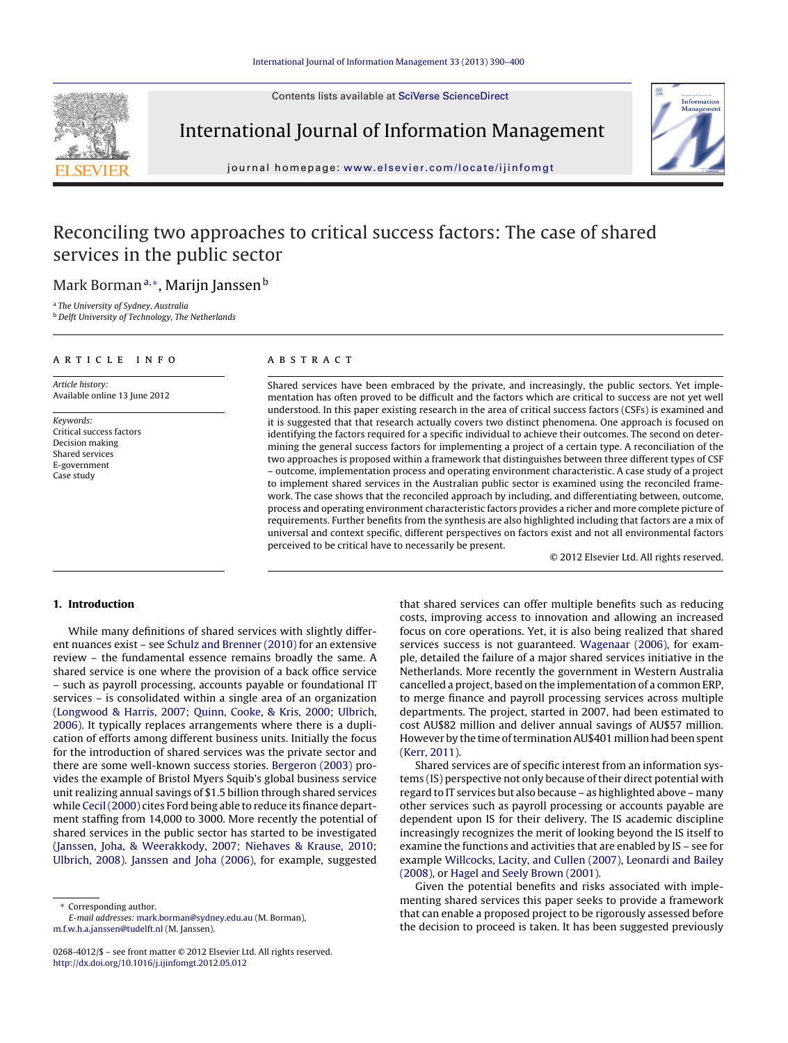# Reconciling two approaches to critical success factors: The case of shared services in the public sector

Mark Borman[a,*], Marijn Janssen[b]

[a] The University of Sydney, Australia
[b] Delft University of Technology, The Netherlands

## ARTICLE INFO

*Article history:*
Available online 13 June 2012

*Keywords:*
Critical success factors
Decision making
Shared services
E-government
Case study

## ABSTRACT

Shared services have been embraced by the private, and increasingly, the public sectors. Yet implementation has often proved to be difficult and the factors which are critical to success are not yet well understood. In this paper existing research in the area of critical success factors (CSFs) is examined and it is suggested that that research actually covers two distinct phenomena. One approach is focused on identifying the factors required for a specific individual to achieve their outcomes. The second on determining the general success factors for implementing a project of a certain type. A reconciliation of the two approaches is proposed within a framework that distinguishes between three different types of CSF – outcome, implementation process and operating environment characteristic. A case study of a project to implement shared services in the Australian public sector is examined using the reconciled framework. The case shows that the reconciled approach by including, and differentiating between, outcome, process and operating environment characteristic factors provides a richer and more complete picture of requirements. Further benefits from the synthesis are also highlighted including that factors are a mix of universal and context specific, different perspectives on factors exist and not all environmental factors perceived to be critical have to necessarily be present.

© 2012 Elsevier Ltd. All rights reserved.

## 1. Introduction

While many definitions of shared services with slightly different nuances exist – see Schulz and Brenner (2010) for an extensive review – the fundamental essence remains broadly the same. A shared service is one where the provision of a back office service – such as payroll processing, accounts payable or foundational IT services – is consolidated within a single area of an organization (Longwood & Harris, 2007; Quinn, Cooke, & Kris, 2000; Ulbrich, 2006). It typically replaces arrangements where there is a duplication of efforts among different business units. Initially the focus for the introduction of shared services was the private sector and there are some well-known success stories. Bergeron (2003) provides the example of Bristol Myers Squib's global business service unit realizing annual savings of $1.5 billion through shared services while Cecil (2000) cites Ford being able to reduce its finance department staffing from 14,000 to 3000. More recently the potential of shared services in the public sector has started to be investigated (Janssen, Joha, & Weerakkody, 2007; Niehaves & Krause, 2010; Ulbrich, 2008). Janssen and Joha (2006), for example, suggested that shared services can offer multiple benefits such as reducing costs, improving access to innovation and allowing an increased focus on core operations. Yet, it is also being realized that shared services success is not guaranteed. Wagenaar (2006), for example, detailed the failure of a major shared services initiative in the Netherlands. More recently the government in Western Australia cancelled a project, based on the implementation of a common ERP, to merge finance and payroll processing services across multiple departments. The project, started in 2007, had been estimated to cost AU$82 million and deliver annual savings of AU$57 million. However by the time of termination AU$401 million had been spent (Kerr, 2011).

Shared services are of specific interest from an information systems (IS) perspective not only because of their direct potential with regard to IT services but also because – as highlighted above – many other services such as payroll processing or accounts payable are dependent upon IS for their delivery. The IS academic discipline increasingly recognizes the merit of looking beyond the IS itself to examine the functions and activities that are enabled by IS – see for example Willcocks, Lacity, and Cullen (2007), Leonardi and Bailey (2008), or Hagel and Seely Brown (2001).

Given the potential benefits and risks associated with implementing shared services this paper seeks to provide a framework that can enable a proposed project to be rigorously assessed before the decision to proceed is taken. It has been suggested previously

\* Corresponding author.
E-mail addresses: mark.borman@sydney.edu.au (M. Borman), m.f.w.h.a.janssen@tudelft.nl (M. Janssen).

0268-4012/$ – see front matter © 2012 Elsevier Ltd. All rights reserved.
http://dx.doi.org/10.1016/j.ijinfomgt.2012.05.012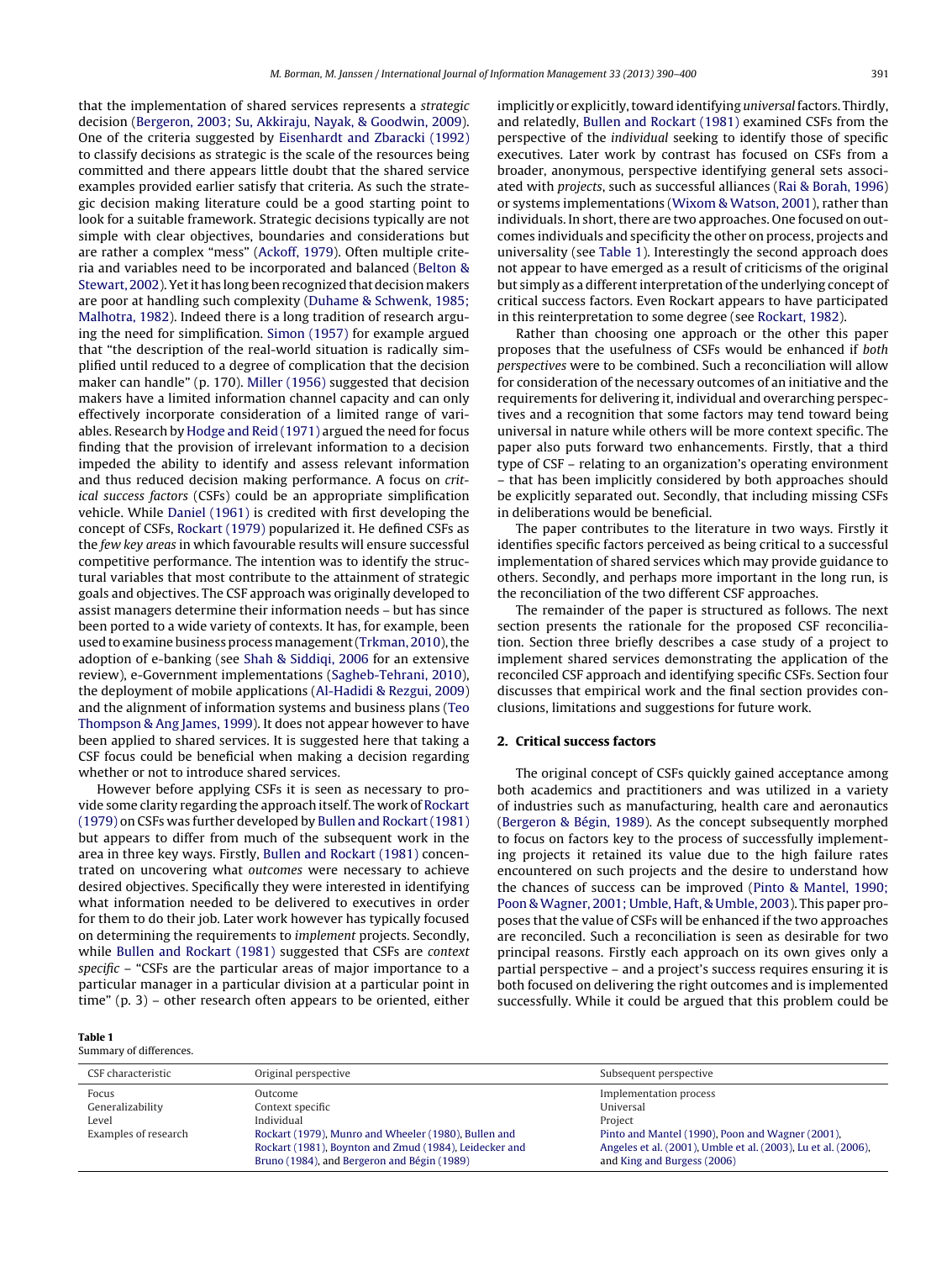that the implementation of shared services represents a *strategic* decision (Bergeron, 2003; Su, Akkiraju, Nayak, & Goodwin, 2009). One of the criteria suggested by Eisenhardt and Zbaracki (1992) to classify decisions as strategic is the scale of the resources being committed and there appears little doubt that the shared service examples provided earlier satisfy that criteria. As such the strategic decision making literature could be a good starting point to look for a suitable framework. Strategic decisions typically are not simple with clear objectives, boundaries and considerations but are rather a complex "mess" (Ackoff, 1979). Often multiple criteria and variables need to be incorporated and balanced (Belton & Stewart, 2002). Yet it has long been recognized that decision makers are poor at handling such complexity (Duhame & Schwenk, 1985; Malhotra, 1982). Indeed there is a long tradition of research arguing the need for simplification. Simon (1957) for example argued that "the description of the real-world situation is radically simplified until reduced to a degree of complication that the decision maker can handle" (p. 170). Miller (1956) suggested that decision makers have a limited information channel capacity and can only effectively incorporate consideration of a limited range of variables. Research by Hodge and Reid (1971) argued the need for focus finding that the provision of irrelevant information to a decision impeded the ability to identify and assess relevant information and thus reduced decision making performance. A focus on *critical success factors* (CSFs) could be an appropriate simplification vehicle. While Daniel (1961) is credited with first developing the concept of CSFs, Rockart (1979) popularized it. He defined CSFs as the *few key areas* in which favourable results will ensure successful competitive performance. The intention was to identify the structural variables that most contribute to the attainment of strategic goals and objectives. The CSF approach was originally developed to assist managers determine their information needs – but has since been ported to a wide variety of contexts. It has, for example, been used to examine business process management (Trkman, 2010), the adoption of e-banking (see Shah & Siddiqi, 2006 for an extensive review), e-Government implementations (Sagheb-Tehrani, 2010), the deployment of mobile applications (Al-Hadidi & Rezgui, 2009) and the alignment of information systems and business plans (Teo Thompson & Ang James, 1999). It does not appear however to have been applied to shared services. It is suggested here that taking a CSF focus could be beneficial when making a decision regarding whether or not to introduce shared services.

However before applying CSFs it is seen as necessary to provide some clarity regarding the approach itself. The work of Rockart (1979) on CSFs was further developed by Bullen and Rockart (1981) but appears to differ from much of the subsequent work in the area in three key ways. Firstly, Bullen and Rockart (1981) concentrated on uncovering what *outcomes* were necessary to achieve desired objectives. Specifically they were interested in identifying what information needed to be delivered to executives in order for them to do their job. Later work however has typically focused on determining the requirements to *implement* projects. Secondly, while Bullen and Rockart (1981) suggested that CSFs are *context specific* – "CSFs are the particular areas of major importance to a particular manager in a particular division at a particular point in time" (p. 3) – other research often appears to be oriented, either implicitly or explicitly, toward identifying *universal* factors. Thirdly, and relatedly, Bullen and Rockart (1981) examined CSFs from the perspective of the *individual* seeking to identify those of specific executives. Later work by contrast has focused on CSFs from a broader, anonymous, perspective identifying general sets associated with *projects*, such as successful alliances (Rai & Borah, 1996) or systems implementations (Wixom & Watson, 2001), rather than individuals. In short, there are two approaches. One focused on outcomes individuals and specificity the other on process, projects and universality (see Table 1). Interestingly the second approach does not appear to have emerged as a result of criticisms of the original but simply as a different interpretation of the underlying concept of critical success factors. Even Rockart appears to have participated in this reinterpretation to some degree (see Rockart, 1982).

Rather than choosing one approach or the other this paper proposes that the usefulness of CSFs would be enhanced if *both perspectives* were to be combined. Such a reconciliation will allow for consideration of the necessary outcomes of an initiative and the requirements for delivering it, individual and overarching perspectives and a recognition that some factors may tend toward being universal in nature while others will be more context specific. The paper also puts forward two enhancements. Firstly, that a third type of CSF – relating to an organization's operating environment – that has been implicitly considered by both approaches should be explicitly separated out. Secondly, that including missing CSFs in deliberations would be beneficial.

The paper contributes to the literature in two ways. Firstly it identifies specific factors perceived as being critical to a successful implementation of shared services which may provide guidance to others. Secondly, and perhaps more important in the long run, is the reconciliation of the two different CSF approaches.

The remainder of the paper is structured as follows. The next section presents the rationale for the proposed CSF reconciliation. Section three briefly describes a case study of a project to implement shared services demonstrating the application of the reconciled CSF approach and identifying specific CSFs. Section four discusses that empirical work and the final section provides conclusions, limitations and suggestions for future work.

## 2. Critical success factors

The original concept of CSFs quickly gained acceptance among both academics and practitioners and was utilized in a variety of industries such as manufacturing, health care and aeronautics (Bergeron & Bégin, 1989). As the concept subsequently morphed to focus on factors key to the process of successfully implementing projects it retained its value due to the high failure rates encountered on such projects and the desire to understand how the chances of success can be improved (Pinto & Mantel, 1990; Poon & Wagner, 2001; Umble, Haft, & Umble, 2003). This paper proposes that the value of CSFs will be enhanced if the two approaches are reconciled. Such a reconciliation is seen as desirable for two principal reasons. Firstly each approach on its own gives only a partial perspective – and a project's success requires ensuring it is both focused on delivering the right outcomes and is implemented successfully. While it could be argued that this problem could be

**Table 1**
Summary of differences.

| CSF characteristic | Original perspective | Subsequent perspective |
|---|---|---|
| Focus | Outcome | Implementation process |
| Generalizability | Context specific | Universal |
| Level | Individual | Project |
| Examples of research | Rockart (1979), Munro and Wheeler (1980), Bullen and Rockart (1981), Boynton and Zmud (1984), Leidecker and Bruno (1984), and Bergeron and Bégin (1989) | Pinto and Mantel (1990), Poon and Wagner (2001), Angeles et al. (2001), Umble et al. (2003), Lu et al. (2006), and King and Burgess (2006) |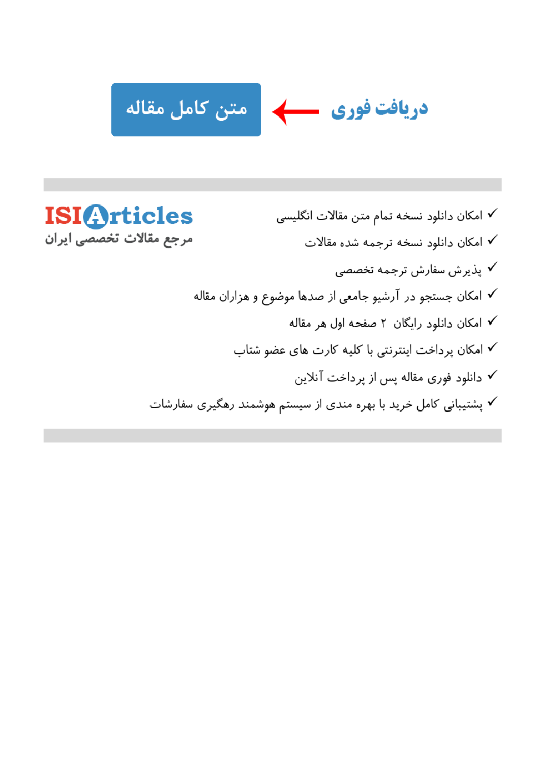دریافت فوری ← **متن کامل مقاله**

**ISIArticles**
مرجع مقالات تخصصی ایران

- ✓ امکان دانلود نسخه تمام متن مقالات انگلیسی
- ✓ امکان دانلود نسخه ترجمه شده مقالات
- ✓ پذیرش سفارش ترجمه تخصصی
- ✓ امکان جستجو در آرشیو جامعی از صدها موضوع و هزاران مقاله
- ✓ امکان دانلود رایگان ۲ صفحه اول هر مقاله
- ✓ امکان پرداخت اینترنتی با کلیه کارت های عضو شتاب
- ✓ دانلود فوری مقاله پس از پرداخت آنلاین
- ✓ پشتیبانی کامل خرید با بهره مندی از سیستم هوشمند رهگیری سفارشات